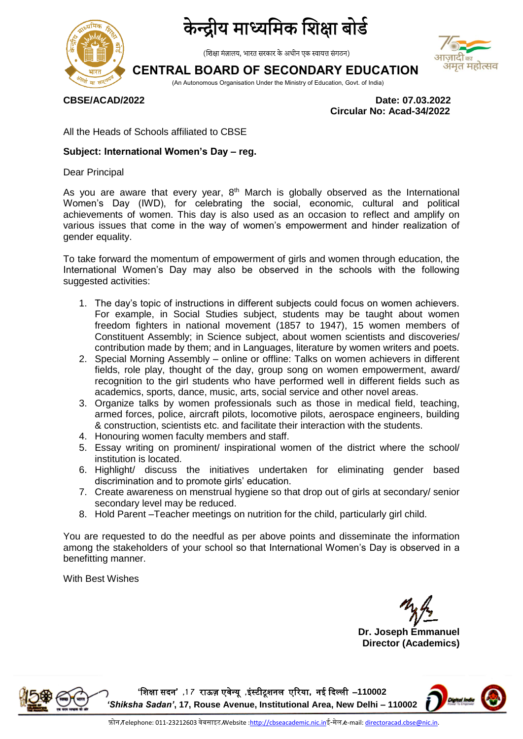# केन्द्रीय माध्यमिक शिक्षा बोर्ड

(शिक्षा मंत्रालय, भारत सरकार के अधीन एक स्वायत्त संगठन)

## CENTRAL BOARD OF SECONDARY EDUCATION

(An Autonomous Organisation Under the Ministry of Education, Govt. of India)

**CBSE/ACAD/2022**

**Date: 07.03.2022**
**Circular No: Acad-34/2022**

All the Heads of Schools affiliated to CBSE

**Subject: International Women's Day – reg.**

Dear Principal

As you are aware that every year, 8th March is globally observed as the International Women's Day (IWD), for celebrating the social, economic, cultural and political achievements of women. This day is also used as an occasion to reflect and amplify on various issues that come in the way of women's empowerment and hinder realization of gender equality.

To take forward the momentum of empowerment of girls and women through education, the International Women's Day may also be observed in the schools with the following suggested activities:

1. The day's topic of instructions in different subjects could focus on women achievers. For example, in Social Studies subject, students may be taught about women freedom fighters in national movement (1857 to 1947), 15 women members of Constituent Assembly; in Science subject, about women scientists and discoveries/ contribution made by them; and in Languages, literature by women writers and poets.
2. Special Morning Assembly – online or offline: Talks on women achievers in different fields, role play, thought of the day, group song on women empowerment, award/ recognition to the girl students who have performed well in different fields such as academics, sports, dance, music, arts, social service and other novel areas.
3. Organize talks by women professionals such as those in medical field, teaching, armed forces, police, aircraft pilots, locomotive pilots, aerospace engineers, building & construction, scientists etc. and facilitate their interaction with the students.
4. Honouring women faculty members and staff.
5. Essay writing on prominent/ inspirational women of the district where the school/ institution is located.
6. Highlight/ discuss the initiatives undertaken for eliminating gender based discrimination and to promote girls' education.
7. Create awareness on menstrual hygiene so that drop out of girls at secondary/ senior secondary level may be reduced.
8. Hold Parent –Teacher meetings on nutrition for the child, particularly girl child.

You are requested to do the needful as per above points and disseminate the information among the stakeholders of your school so that International Women's Day is observed in a benefitting manner.

With Best Wishes

**Dr. Joseph Emmanuel**
**Director (Academics)**

'शिक्षा सदन' ,17 राऊज़ एवेन्यू ,इंस्टीटूशनल एरिया, नई दिल्ली –110002
***'Shiksha Sadan'*, 17, Rouse Avenue, Institutional Area, New Delhi – 110002**

फ़ोन/Telephone: 011-23212603 वेबसाइट/Website :http://cbseacademic.nic.in ई-मेल/e-mail: directoracad.cbse@nic.in.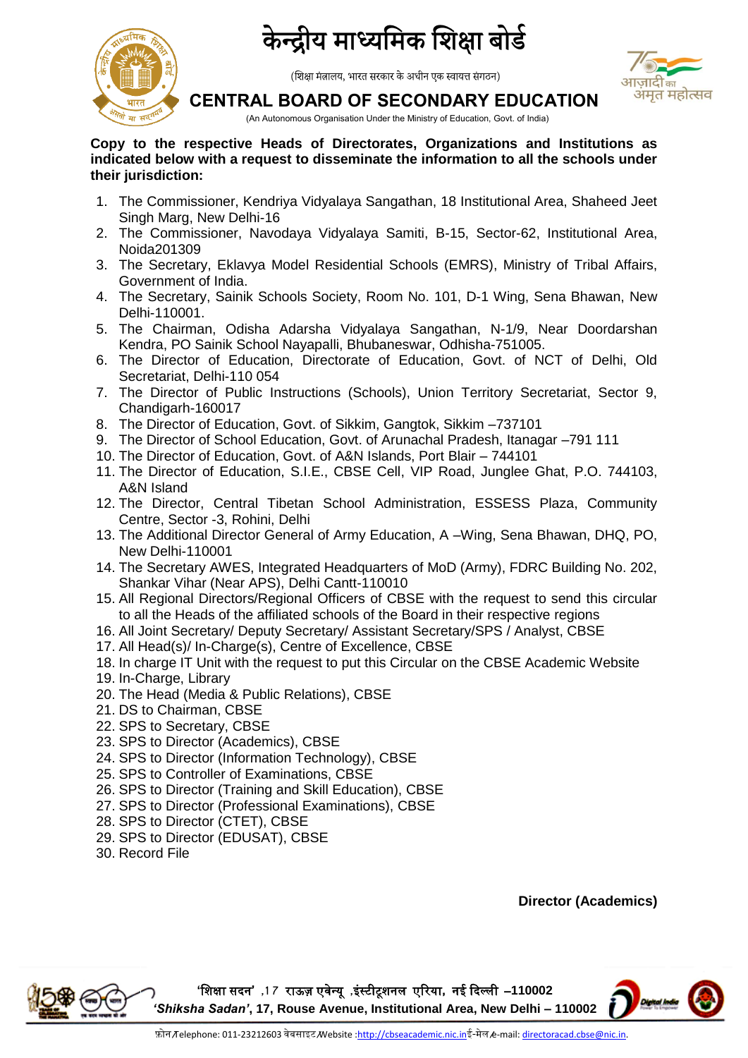# केन्द्रीय माध्यमिक शिक्षा बोर्ड

(शिक्षा मंत्रालय, भारत सरकार के अधीन एक स्वायत्त संगठन)

## CENTRAL BOARD OF SECONDARY EDUCATION

(An Autonomous Organisation Under the Ministry of Education, Govt. of India)

**Copy to the respective Heads of Directorates, Organizations and Institutions as indicated below with a request to disseminate the information to all the schools under their jurisdiction:**

1. The Commissioner, Kendriya Vidyalaya Sangathan, 18 Institutional Area, Shaheed Jeet Singh Marg, New Delhi-16
2. The Commissioner, Navodaya Vidyalaya Samiti, B-15, Sector-62, Institutional Area, Noida201309
3. The Secretary, Eklavya Model Residential Schools (EMRS), Ministry of Tribal Affairs, Government of India.
4. The Secretary, Sainik Schools Society, Room No. 101, D-1 Wing, Sena Bhawan, New Delhi-110001.
5. The Chairman, Odisha Adarsha Vidyalaya Sangathan, N-1/9, Near Doordarshan Kendra, PO Sainik School Nayapalli, Bhubaneswar, Odhisha-751005.
6. The Director of Education, Directorate of Education, Govt. of NCT of Delhi, Old Secretariat, Delhi-110 054
7. The Director of Public Instructions (Schools), Union Territory Secretariat, Sector 9, Chandigarh-160017
8. The Director of Education, Govt. of Sikkim, Gangtok, Sikkim –737101
9. The Director of School Education, Govt. of Arunachal Pradesh, Itanagar –791 111
10. The Director of Education, Govt. of A&N Islands, Port Blair – 744101
11. The Director of Education, S.I.E., CBSE Cell, VIP Road, Junglee Ghat, P.O. 744103, A&N Island
12. The Director, Central Tibetan School Administration, ESSESS Plaza, Community Centre, Sector -3, Rohini, Delhi
13. The Additional Director General of Army Education, A –Wing, Sena Bhawan, DHQ, PO, New Delhi-110001
14. The Secretary AWES, Integrated Headquarters of MoD (Army), FDRC Building No. 202, Shankar Vihar (Near APS), Delhi Cantt-110010
15. All Regional Directors/Regional Officers of CBSE with the request to send this circular to all the Heads of the affiliated schools of the Board in their respective regions
16. All Joint Secretary/ Deputy Secretary/ Assistant Secretary/SPS / Analyst, CBSE
17. All Head(s)/ In-Charge(s), Centre of Excellence, CBSE
18. In charge IT Unit with the request to put this Circular on the CBSE Academic Website
19. In-Charge, Library
20. The Head (Media & Public Relations), CBSE
21. DS to Chairman, CBSE
22. SPS to Secretary, CBSE
23. SPS to Director (Academics), CBSE
24. SPS to Director (Information Technology), CBSE
25. SPS to Controller of Examinations, CBSE
26. SPS to Director (Training and Skill Education), CBSE
27. SPS to Director (Professional Examinations), CBSE
28. SPS to Director (CTET), CBSE
29. SPS to Director (EDUSAT), CBSE
30. Record File

**Director (Academics)**

'शिक्षा सदन' ,17 राऊज़ एवेन्यू ,इंस्टीटूशनल एरिया, नई दिल्ली –110002
***'Shiksha Sadan'*, 17, Rouse Avenue, Institutional Area, New Delhi – 110002**

फ़ोन/Telephone: 011-23212603 वेबसाइट/Website :http://cbseacademic.nic.in ई-मेल/e-mail: directoracad.cbse@nic.in.